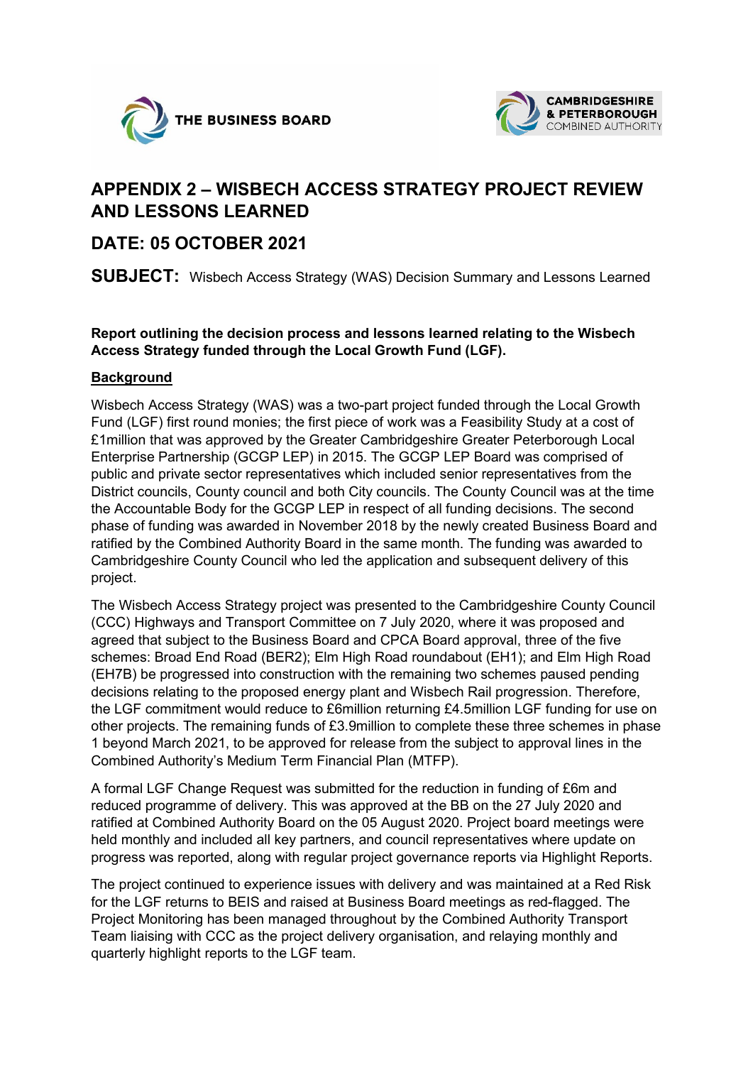THE BUSINESS BOARD

CAMBRIDGESHIRE & PETERBOROUGH COMBINED AUTHORITY

# APPENDIX 2 – WISBECH ACCESS STRATEGY PROJECT REVIEW AND LESSONS LEARNED

## DATE: 05 OCTOBER 2021

**SUBJECT:** Wisbech Access Strategy (WAS) Decision Summary and Lessons Learned

**Report outlining the decision process and lessons learned relating to the Wisbech Access Strategy funded through the Local Growth Fund (LGF).**

**Background**

Wisbech Access Strategy (WAS) was a two-part project funded through the Local Growth Fund (LGF) first round monies; the first piece of work was a Feasibility Study at a cost of £1million that was approved by the Greater Cambridgeshire Greater Peterborough Local Enterprise Partnership (GCGP LEP) in 2015. The GCGP LEP Board was comprised of public and private sector representatives which included senior representatives from the District councils, County council and both City councils. The County Council was at the time the Accountable Body for the GCGP LEP in respect of all funding decisions. The second phase of funding was awarded in November 2018 by the newly created Business Board and ratified by the Combined Authority Board in the same month. The funding was awarded to Cambridgeshire County Council who led the application and subsequent delivery of this project.

The Wisbech Access Strategy project was presented to the Cambridgeshire County Council (CCC) Highways and Transport Committee on 7 July 2020, where it was proposed and agreed that subject to the Business Board and CPCA Board approval, three of the five schemes: Broad End Road (BER2); Elm High Road roundabout (EH1); and Elm High Road (EH7B) be progressed into construction with the remaining two schemes paused pending decisions relating to the proposed energy plant and Wisbech Rail progression. Therefore, the LGF commitment would reduce to £6million returning £4.5million LGF funding for use on other projects. The remaining funds of £3.9million to complete these three schemes in phase 1 beyond March 2021, to be approved for release from the subject to approval lines in the Combined Authority's Medium Term Financial Plan (MTFP).

A formal LGF Change Request was submitted for the reduction in funding of £6m and reduced programme of delivery. This was approved at the BB on the 27 July 2020 and ratified at Combined Authority Board on the 05 August 2020. Project board meetings were held monthly and included all key partners, and council representatives where update on progress was reported, along with regular project governance reports via Highlight Reports.

The project continued to experience issues with delivery and was maintained at a Red Risk for the LGF returns to BEIS and raised at Business Board meetings as red-flagged. The Project Monitoring has been managed throughout by the Combined Authority Transport Team liaising with CCC as the project delivery organisation, and relaying monthly and quarterly highlight reports to the LGF team.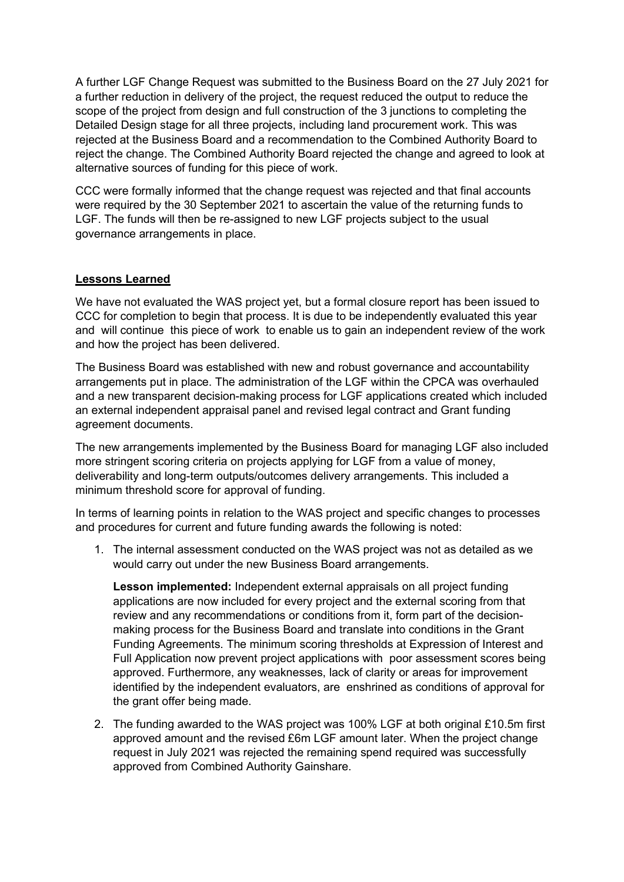A further LGF Change Request was submitted to the Business Board on the 27 July 2021 for a further reduction in delivery of the project, the request reduced the output to reduce the scope of the project from design and full construction of the 3 junctions to completing the Detailed Design stage for all three projects, including land procurement work. This was rejected at the Business Board and a recommendation to the Combined Authority Board to reject the change. The Combined Authority Board rejected the change and agreed to look at alternative sources of funding for this piece of work.

CCC were formally informed that the change request was rejected and that final accounts were required by the 30 September 2021 to ascertain the value of the returning funds to LGF. The funds will then be re-assigned to new LGF projects subject to the usual governance arrangements in place.

## Lessons Learned

We have not evaluated the WAS project yet, but a formal closure report has been issued to CCC for completion to begin that process. It is due to be independently evaluated this year and will continue this piece of work to enable us to gain an independent review of the work and how the project has been delivered.

The Business Board was established with new and robust governance and accountability arrangements put in place. The administration of the LGF within the CPCA was overhauled and a new transparent decision-making process for LGF applications created which included an external independent appraisal panel and revised legal contract and Grant funding agreement documents.

The new arrangements implemented by the Business Board for managing LGF also included more stringent scoring criteria on projects applying for LGF from a value of money, deliverability and long-term outputs/outcomes delivery arrangements. This included a minimum threshold score for approval of funding.

In terms of learning points in relation to the WAS project and specific changes to processes and procedures for current and future funding awards the following is noted:

1. The internal assessment conducted on the WAS project was not as detailed as we would carry out under the new Business Board arrangements.

   **Lesson implemented:** Independent external appraisals on all project funding applications are now included for every project and the external scoring from that review and any recommendations or conditions from it, form part of the decision-making process for the Business Board and translate into conditions in the Grant Funding Agreements. The minimum scoring thresholds at Expression of Interest and Full Application now prevent project applications with poor assessment scores being approved. Furthermore, any weaknesses, lack of clarity or areas for improvement identified by the independent evaluators, are enshrined as conditions of approval for the grant offer being made.

2. The funding awarded to the WAS project was 100% LGF at both original £10.5m first approved amount and the revised £6m LGF amount later. When the project change request in July 2021 was rejected the remaining spend required was successfully approved from Combined Authority Gainshare.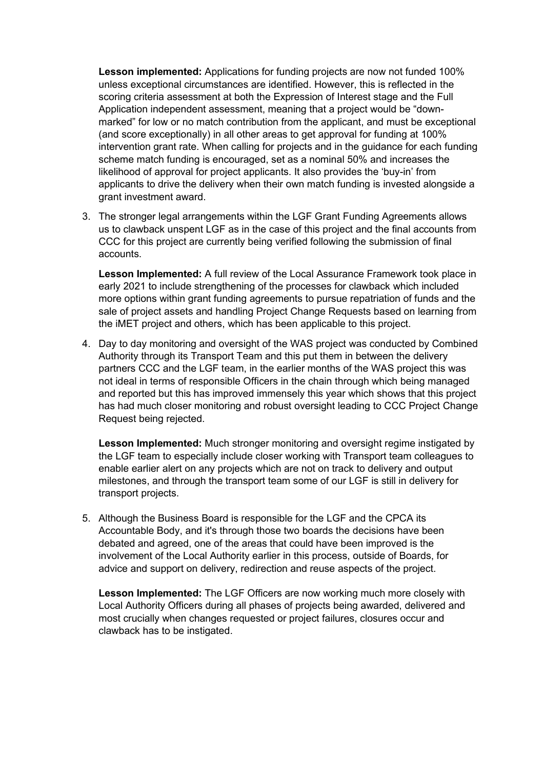**Lesson implemented:** Applications for funding projects are now not funded 100% unless exceptional circumstances are identified. However, this is reflected in the scoring criteria assessment at both the Expression of Interest stage and the Full Application independent assessment, meaning that a project would be "down-marked" for low or no match contribution from the applicant, and must be exceptional (and score exceptionally) in all other areas to get approval for funding at 100% intervention grant rate. When calling for projects and in the guidance for each funding scheme match funding is encouraged, set as a nominal 50% and increases the likelihood of approval for project applicants. It also provides the 'buy-in' from applicants to drive the delivery when their own match funding is invested alongside a grant investment award.

3. The stronger legal arrangements within the LGF Grant Funding Agreements allows us to clawback unspent LGF as in the case of this project and the final accounts from CCC for this project are currently being verified following the submission of final accounts.

   **Lesson Implemented:** A full review of the Local Assurance Framework took place in early 2021 to include strengthening of the processes for clawback which included more options within grant funding agreements to pursue repatriation of funds and the sale of project assets and handling Project Change Requests based on learning from the iMET project and others, which has been applicable to this project.

4. Day to day monitoring and oversight of the WAS project was conducted by Combined Authority through its Transport Team and this put them in between the delivery partners CCC and the LGF team, in the earlier months of the WAS project this was not ideal in terms of responsible Officers in the chain through which being managed and reported but this has improved immensely this year which shows that this project has had much closer monitoring and robust oversight leading to CCC Project Change Request being rejected.

   **Lesson Implemented:** Much stronger monitoring and oversight regime instigated by the LGF team to especially include closer working with Transport team colleagues to enable earlier alert on any projects which are not on track to delivery and output milestones, and through the transport team some of our LGF is still in delivery for transport projects.

5. Although the Business Board is responsible for the LGF and the CPCA its Accountable Body, and it's through those two boards the decisions have been debated and agreed, one of the areas that could have been improved is the involvement of the Local Authority earlier in this process, outside of Boards, for advice and support on delivery, redirection and reuse aspects of the project.

   **Lesson Implemented:** The LGF Officers are now working much more closely with Local Authority Officers during all phases of projects being awarded, delivered and most crucially when changes requested or project failures, closures occur and clawback has to be instigated.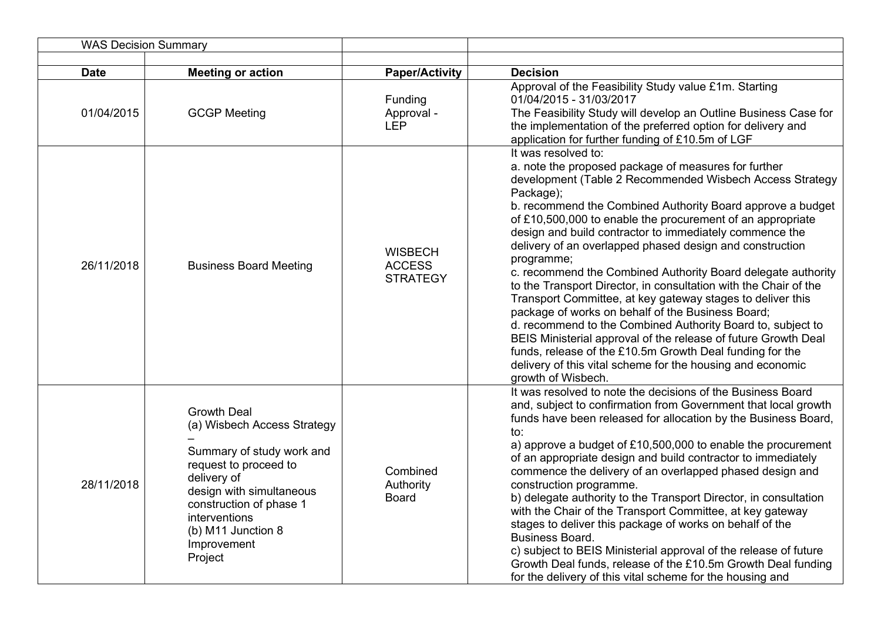| WAS Decision Summary | | | |
|---|---|---|---|
| | | | |
| **Date** | **Meeting or action** | **Paper/Activity** | **Decision** |
| 01/04/2015 | GCGP Meeting | Funding Approval - LEP | Approval of the Feasibility Study value £1m. Starting 01/04/2015 - 31/03/2017<br>The Feasibility Study will develop an Outline Business Case for the implementation of the preferred option for delivery and application for further funding of £10.5m of LGF |
| 26/11/2018 | Business Board Meeting | WISBECH ACCESS STRATEGY | It was resolved to:<br>a. note the proposed package of measures for further development (Table 2 Recommended Wisbech Access Strategy Package);<br>b. recommend the Combined Authority Board approve a budget of £10,500,000 to enable the procurement of an appropriate design and build contractor to immediately commence the delivery of an overlapped phased design and construction programme;<br>c. recommend the Combined Authority Board delegate authority to the Transport Director, in consultation with the Chair of the Transport Committee, at key gateway stages to deliver this package of works on behalf of the Business Board;<br>d. recommend to the Combined Authority Board to, subject to BEIS Ministerial approval of the release of future Growth Deal funds, release of the £10.5m Growth Deal funding for the delivery of this vital scheme for the housing and economic growth of Wisbech. |
| 28/11/2018 | Growth Deal<br>(a) Wisbech Access Strategy –<br>Summary of study work and request to proceed to delivery of design with simultaneous construction of phase 1 interventions<br>(b) M11 Junction 8 Improvement Project | Combined Authority Board | It was resolved to note the decisions of the Business Board and, subject to confirmation from Government that local growth funds have been released for allocation by the Business Board, to:<br>a) approve a budget of £10,500,000 to enable the procurement of an appropriate design and build contractor to immediately commence the delivery of an overlapped phased design and construction programme.<br>b) delegate authority to the Transport Director, in consultation with the Chair of the Transport Committee, at key gateway stages to deliver this package of works on behalf of the Business Board.<br>c) subject to BEIS Ministerial approval of the release of future Growth Deal funds, release of the £10.5m Growth Deal funding for the delivery of this vital scheme for the housing and |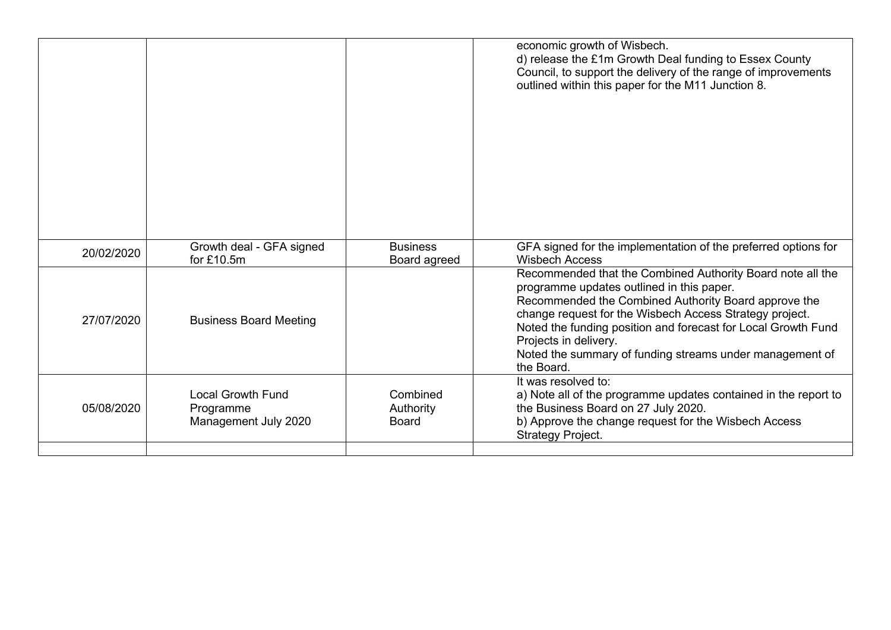|  |  |  |  |
|---|---|---|---|
|  |  |  | economic growth of Wisbech.<br>d) release the £1m Growth Deal funding to Essex County Council, to support the delivery of the range of improvements outlined within this paper for the M11 Junction 8. |
| 20/02/2020 | Growth deal - GFA signed for £10.5m | Business Board agreed | GFA signed for the implementation of the preferred options for Wisbech Access |
| 27/07/2020 | Business Board Meeting |  | Recommended that the Combined Authority Board note all the programme updates outlined in this paper.<br>Recommended the Combined Authority Board approve the change request for the Wisbech Access Strategy project.<br>Noted the funding position and forecast for Local Growth Fund Projects in delivery.<br>Noted the summary of funding streams under management of the Board. |
| 05/08/2020 | Local Growth Fund Programme Management July 2020 | Combined Authority Board | It was resolved to:<br>a) Note all of the programme updates contained in the report to the Business Board on 27 July 2020.<br>b) Approve the change request for the Wisbech Access Strategy Project. |
|  |  |  |  |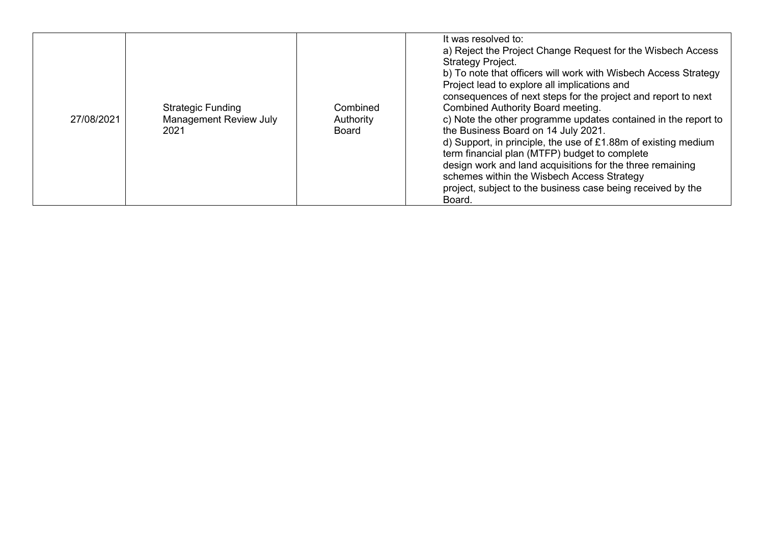| | | | |
|---|---|---|---|
| 27/08/2021 | Strategic Funding Management Review July 2021 | Combined Authority Board | It was resolved to:<br>a) Reject the Project Change Request for the Wisbech Access Strategy Project.<br>b) To note that officers will work with Wisbech Access Strategy Project lead to explore all implications and consequences of next steps for the project and report to next Combined Authority Board meeting.<br>c) Note the other programme updates contained in the report to the Business Board on 14 July 2021.<br>d) Support, in principle, the use of £1.88m of existing medium term financial plan (MTFP) budget to complete design work and land acquisitions for the three remaining schemes within the Wisbech Access Strategy project, subject to the business case being received by the Board. |